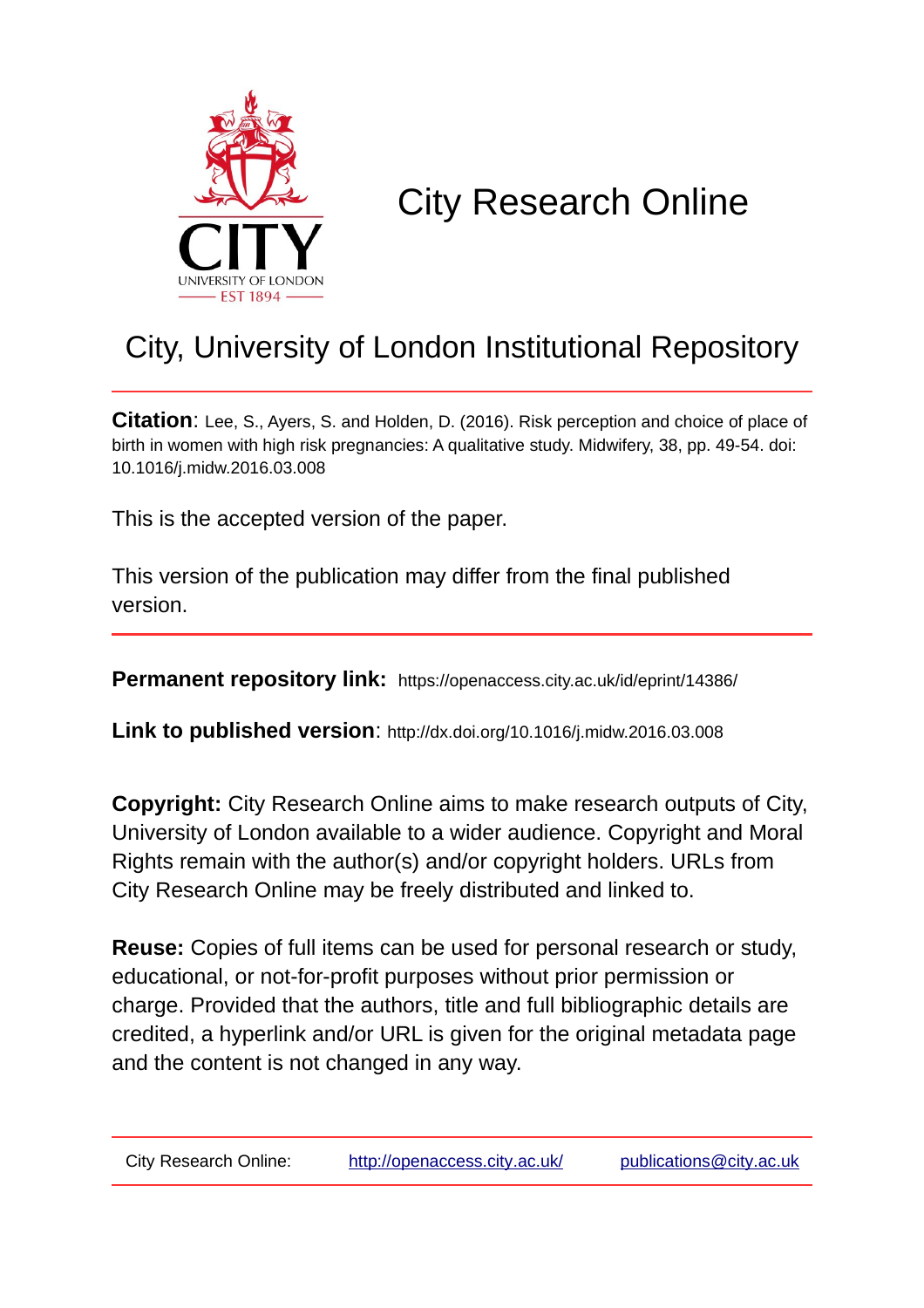# City Research Online

## City, University of London Institutional Repository

**Citation**: Lee, S., Ayers, S. and Holden, D. (2016). Risk perception and choice of place of birth in women with high risk pregnancies: A qualitative study. Midwifery, 38, pp. 49-54. doi: 10.1016/j.midw.2016.03.008

This is the accepted version of the paper.

This version of the publication may differ from the final published version.

**Permanent repository link:** https://openaccess.city.ac.uk/id/eprint/14386/

**Link to published version**: http://dx.doi.org/10.1016/j.midw.2016.03.008

**Copyright:** City Research Online aims to make research outputs of City, University of London available to a wider audience. Copyright and Moral Rights remain with the author(s) and/or copyright holders. URLs from City Research Online may be freely distributed and linked to.

**Reuse:** Copies of full items can be used for personal research or study, educational, or not-for-profit purposes without prior permission or charge. Provided that the authors, title and full bibliographic details are credited, a hyperlink and/or URL is given for the original metadata page and the content is not changed in any way.

City Research Online: http://openaccess.city.ac.uk/ publications@city.ac.uk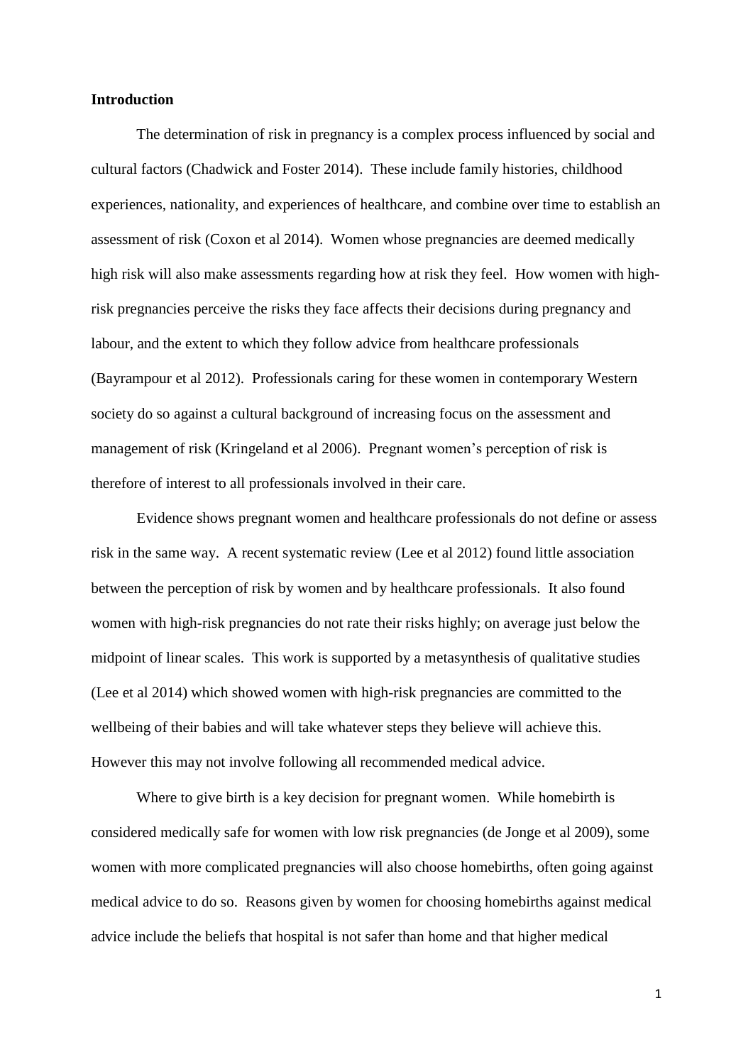## Introduction

The determination of risk in pregnancy is a complex process influenced by social and cultural factors (Chadwick and Foster 2014). These include family histories, childhood experiences, nationality, and experiences of healthcare, and combine over time to establish an assessment of risk (Coxon et al 2014). Women whose pregnancies are deemed medically high risk will also make assessments regarding how at risk they feel. How women with high-risk pregnancies perceive the risks they face affects their decisions during pregnancy and labour, and the extent to which they follow advice from healthcare professionals (Bayrampour et al 2012). Professionals caring for these women in contemporary Western society do so against a cultural background of increasing focus on the assessment and management of risk (Kringeland et al 2006). Pregnant women's perception of risk is therefore of interest to all professionals involved in their care.

Evidence shows pregnant women and healthcare professionals do not define or assess risk in the same way. A recent systematic review (Lee et al 2012) found little association between the perception of risk by women and by healthcare professionals. It also found women with high-risk pregnancies do not rate their risks highly; on average just below the midpoint of linear scales. This work is supported by a metasynthesis of qualitative studies (Lee et al 2014) which showed women with high-risk pregnancies are committed to the wellbeing of their babies and will take whatever steps they believe will achieve this. However this may not involve following all recommended medical advice.

Where to give birth is a key decision for pregnant women. While homebirth is considered medically safe for women with low risk pregnancies (de Jonge et al 2009), some women with more complicated pregnancies will also choose homebirths, often going against medical advice to do so. Reasons given by women for choosing homebirths against medical advice include the beliefs that hospital is not safer than home and that higher medical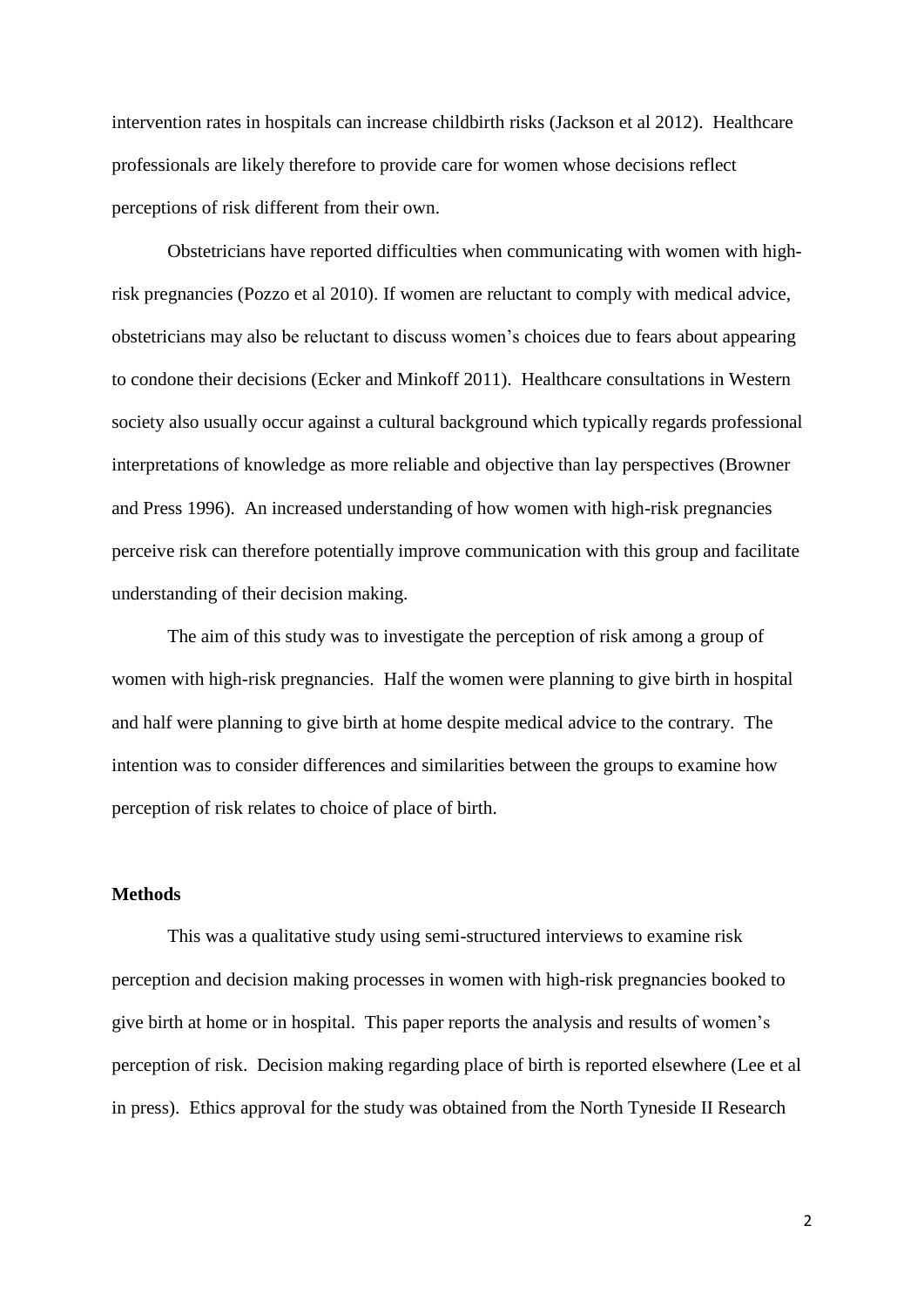intervention rates in hospitals can increase childbirth risks (Jackson et al 2012). Healthcare professionals are likely therefore to provide care for women whose decisions reflect perceptions of risk different from their own.

Obstetricians have reported difficulties when communicating with women with high-risk pregnancies (Pozzo et al 2010). If women are reluctant to comply with medical advice, obstetricians may also be reluctant to discuss women's choices due to fears about appearing to condone their decisions (Ecker and Minkoff 2011). Healthcare consultations in Western society also usually occur against a cultural background which typically regards professional interpretations of knowledge as more reliable and objective than lay perspectives (Browner and Press 1996). An increased understanding of how women with high-risk pregnancies perceive risk can therefore potentially improve communication with this group and facilitate understanding of their decision making.

The aim of this study was to investigate the perception of risk among a group of women with high-risk pregnancies. Half the women were planning to give birth in hospital and half were planning to give birth at home despite medical advice to the contrary. The intention was to consider differences and similarities between the groups to examine how perception of risk relates to choice of place of birth.

## Methods

This was a qualitative study using semi-structured interviews to examine risk perception and decision making processes in women with high-risk pregnancies booked to give birth at home or in hospital. This paper reports the analysis and results of women's perception of risk. Decision making regarding place of birth is reported elsewhere (Lee et al in press). Ethics approval for the study was obtained from the North Tyneside II Research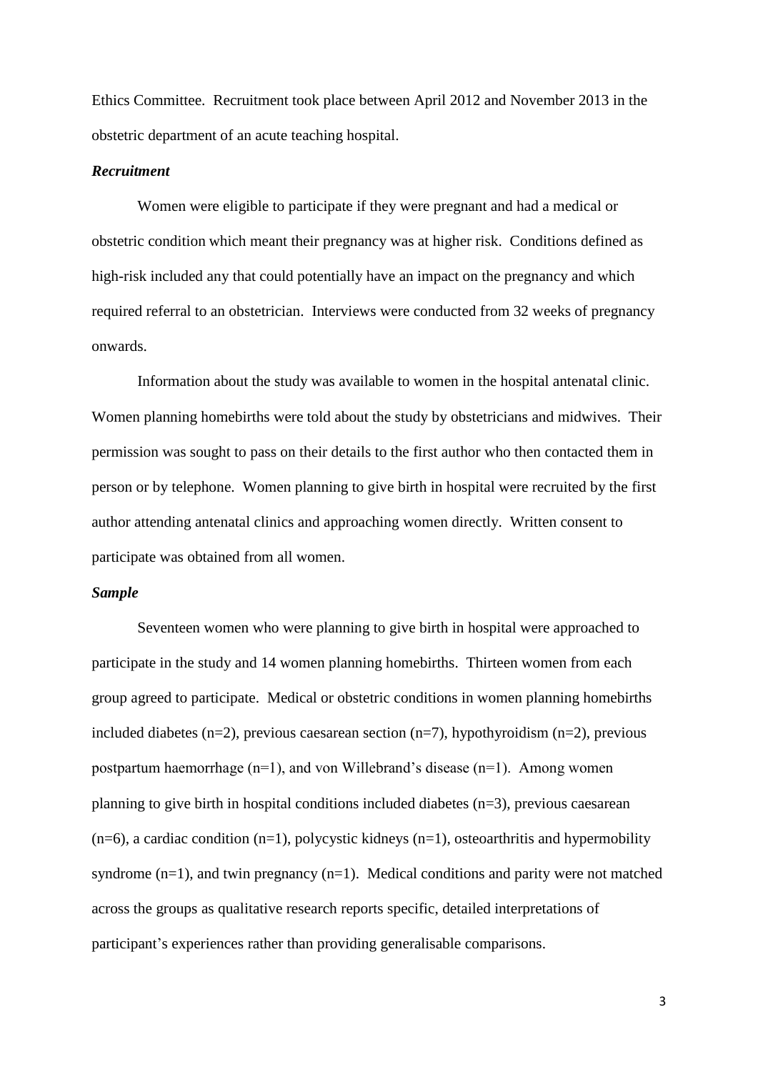Ethics Committee. Recruitment took place between April 2012 and November 2013 in the obstetric department of an acute teaching hospital.

### *Recruitment*

Women were eligible to participate if they were pregnant and had a medical or obstetric condition which meant their pregnancy was at higher risk. Conditions defined as high-risk included any that could potentially have an impact on the pregnancy and which required referral to an obstetrician. Interviews were conducted from 32 weeks of pregnancy onwards.

Information about the study was available to women in the hospital antenatal clinic. Women planning homebirths were told about the study by obstetricians and midwives. Their permission was sought to pass on their details to the first author who then contacted them in person or by telephone. Women planning to give birth in hospital were recruited by the first author attending antenatal clinics and approaching women directly. Written consent to participate was obtained from all women.

### *Sample*

Seventeen women who were planning to give birth in hospital were approached to participate in the study and 14 women planning homebirths. Thirteen women from each group agreed to participate. Medical or obstetric conditions in women planning homebirths included diabetes (n=2), previous caesarean section (n=7), hypothyroidism (n=2), previous postpartum haemorrhage (n=1), and von Willebrand's disease (n=1). Among women planning to give birth in hospital conditions included diabetes (n=3), previous caesarean (n=6), a cardiac condition (n=1), polycystic kidneys (n=1), osteoarthritis and hypermobility syndrome (n=1), and twin pregnancy (n=1). Medical conditions and parity were not matched across the groups as qualitative research reports specific, detailed interpretations of participant's experiences rather than providing generalisable comparisons.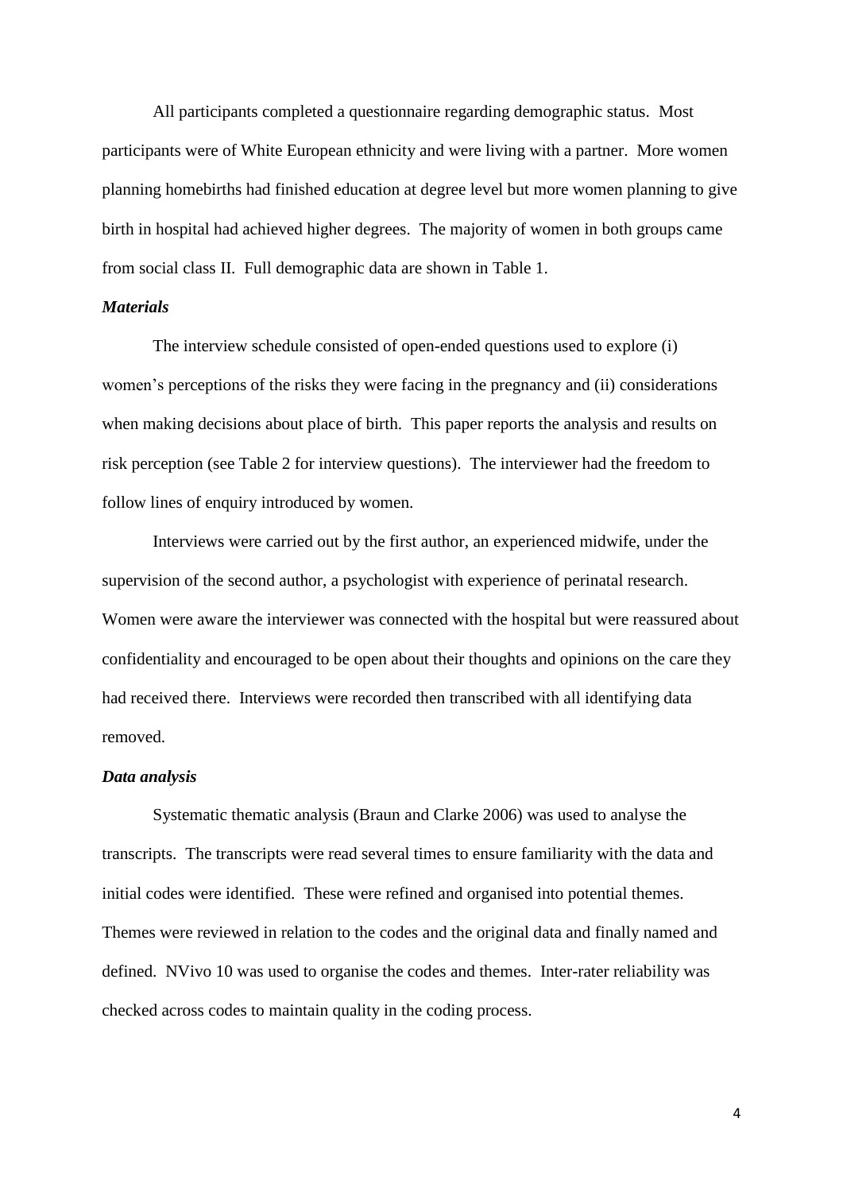All participants completed a questionnaire regarding demographic status. Most participants were of White European ethnicity and were living with a partner. More women planning homebirths had finished education at degree level but more women planning to give birth in hospital had achieved higher degrees. The majority of women in both groups came from social class II. Full demographic data are shown in Table 1.

***Materials***

The interview schedule consisted of open-ended questions used to explore (i) women's perceptions of the risks they were facing in the pregnancy and (ii) considerations when making decisions about place of birth. This paper reports the analysis and results on risk perception (see Table 2 for interview questions). The interviewer had the freedom to follow lines of enquiry introduced by women.

Interviews were carried out by the first author, an experienced midwife, under the supervision of the second author, a psychologist with experience of perinatal research. Women were aware the interviewer was connected with the hospital but were reassured about confidentiality and encouraged to be open about their thoughts and opinions on the care they had received there. Interviews were recorded then transcribed with all identifying data removed.

***Data analysis***

Systematic thematic analysis (Braun and Clarke 2006) was used to analyse the transcripts. The transcripts were read several times to ensure familiarity with the data and initial codes were identified. These were refined and organised into potential themes. Themes were reviewed in relation to the codes and the original data and finally named and defined. NVivo 10 was used to organise the codes and themes. Inter-rater reliability was checked across codes to maintain quality in the coding process.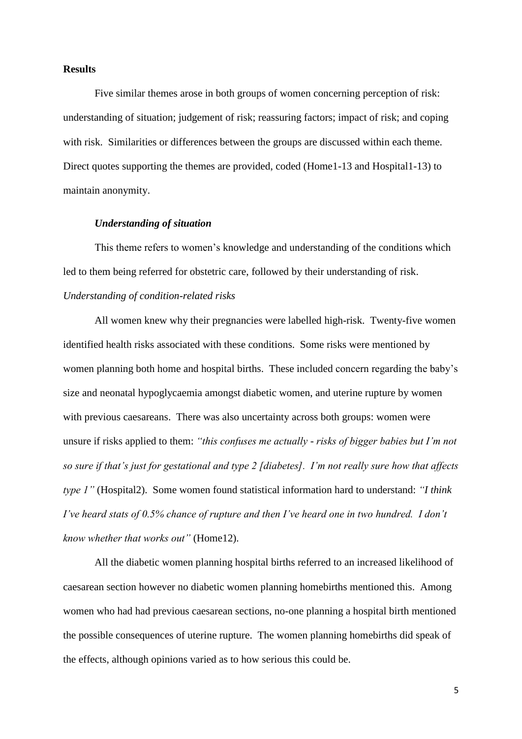## Results

Five similar themes arose in both groups of women concerning perception of risk: understanding of situation; judgement of risk; reassuring factors; impact of risk; and coping with risk. Similarities or differences between the groups are discussed within each theme. Direct quotes supporting the themes are provided, coded (Home1-13 and Hospital1-13) to maintain anonymity.

### *Understanding of situation*

This theme refers to women's knowledge and understanding of the conditions which led to them being referred for obstetric care, followed by their understanding of risk.

*Understanding of condition-related risks*

All women knew why their pregnancies were labelled high-risk. Twenty-five women identified health risks associated with these conditions. Some risks were mentioned by women planning both home and hospital births. These included concern regarding the baby's size and neonatal hypoglycaemia amongst diabetic women, and uterine rupture by women with previous caesareans. There was also uncertainty across both groups: women were unsure if risks applied to them: *"this confuses me actually - risks of bigger babies but I'm not so sure if that's just for gestational and type 2 [diabetes]. I'm not really sure how that affects type 1"* (Hospital2). Some women found statistical information hard to understand: *"I think I've heard stats of 0.5% chance of rupture and then I've heard one in two hundred. I don't know whether that works out"* (Home12).

All the diabetic women planning hospital births referred to an increased likelihood of caesarean section however no diabetic women planning homebirths mentioned this. Among women who had had previous caesarean sections, no-one planning a hospital birth mentioned the possible consequences of uterine rupture. The women planning homebirths did speak of the effects, although opinions varied as to how serious this could be.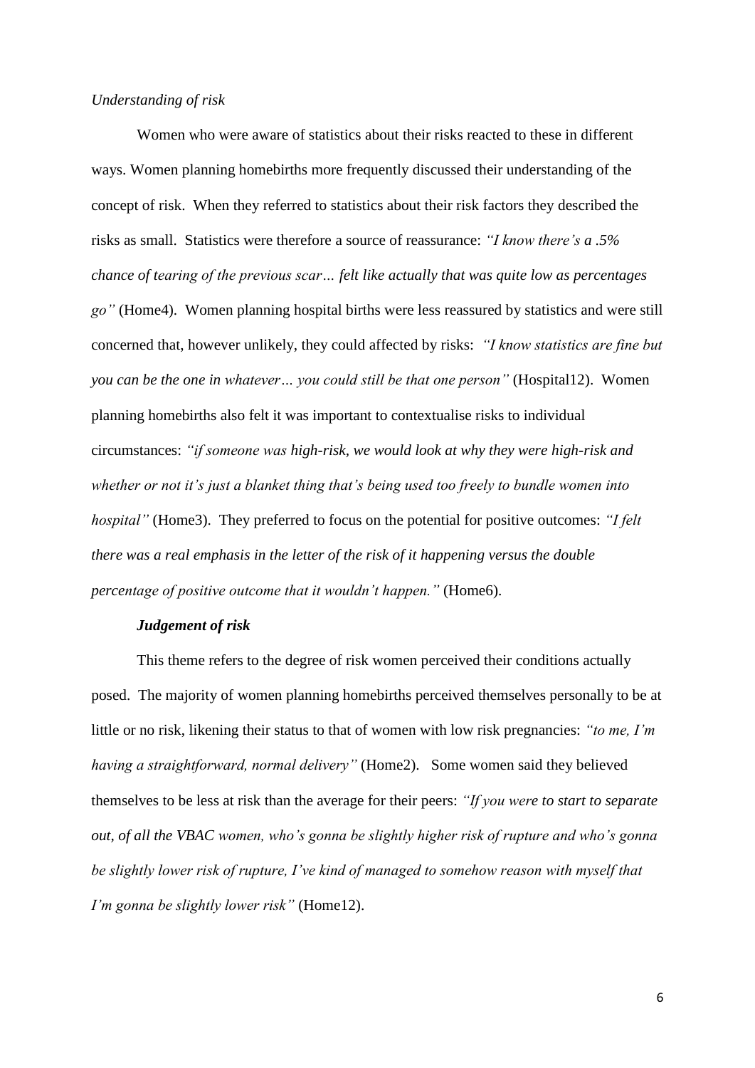*Understanding of risk*

Women who were aware of statistics about their risks reacted to these in different ways. Women planning homebirths more frequently discussed their understanding of the concept of risk. When they referred to statistics about their risk factors they described the risks as small. Statistics were therefore a source of reassurance: *"I know there's a .5% chance of tearing of the previous scar… felt like actually that was quite low as percentages go"* (Home4). Women planning hospital births were less reassured by statistics and were still concerned that, however unlikely, they could affected by risks: *"I know statistics are fine but you can be the one in whatever… you could still be that one person"* (Hospital12). Women planning homebirths also felt it was important to contextualise risks to individual circumstances: *"if someone was high-risk, we would look at why they were high-risk and whether or not it's just a blanket thing that's being used too freely to bundle women into hospital"* (Home3). They preferred to focus on the potential for positive outcomes: *"I felt there was a real emphasis in the letter of the risk of it happening versus the double percentage of positive outcome that it wouldn't happen."* (Home6).

***Judgement of risk***

This theme refers to the degree of risk women perceived their conditions actually posed. The majority of women planning homebirths perceived themselves personally to be at little or no risk, likening their status to that of women with low risk pregnancies: *"to me, I'm having a straightforward, normal delivery"* (Home2). Some women said they believed themselves to be less at risk than the average for their peers: *"If you were to start to separate out, of all the VBAC women, who's gonna be slightly higher risk of rupture and who's gonna be slightly lower risk of rupture, I've kind of managed to somehow reason with myself that I'm gonna be slightly lower risk"* (Home12).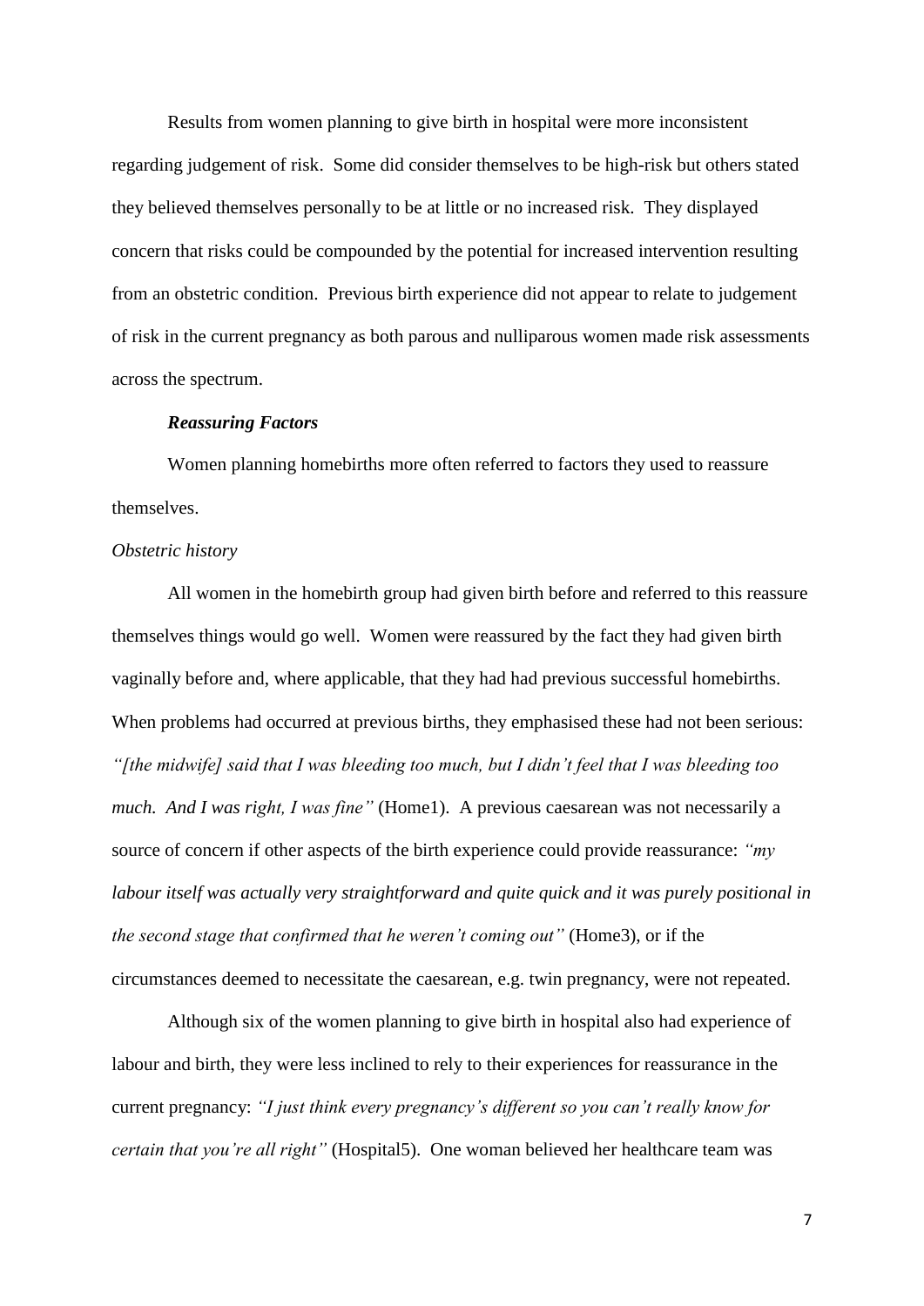Results from women planning to give birth in hospital were more inconsistent regarding judgement of risk. Some did consider themselves to be high-risk but others stated they believed themselves personally to be at little or no increased risk. They displayed concern that risks could be compounded by the potential for increased intervention resulting from an obstetric condition. Previous birth experience did not appear to relate to judgement of risk in the current pregnancy as both parous and nulliparous women made risk assessments across the spectrum.

### *Reassuring Factors*

Women planning homebirths more often referred to factors they used to reassure themselves.

*Obstetric history*

All women in the homebirth group had given birth before and referred to this reassure themselves things would go well. Women were reassured by the fact they had given birth vaginally before and, where applicable, that they had had previous successful homebirths. When problems had occurred at previous births, they emphasised these had not been serious: *"[the midwife] said that I was bleeding too much, but I didn't feel that I was bleeding too much. And I was right, I was fine"* (Home1). A previous caesarean was not necessarily a source of concern if other aspects of the birth experience could provide reassurance: *"my labour itself was actually very straightforward and quite quick and it was purely positional in the second stage that confirmed that he weren't coming out"* (Home3), or if the circumstances deemed to necessitate the caesarean, e.g. twin pregnancy, were not repeated.

Although six of the women planning to give birth in hospital also had experience of labour and birth, they were less inclined to rely to their experiences for reassurance in the current pregnancy: *"I just think every pregnancy's different so you can't really know for certain that you're all right"* (Hospital5). One woman believed her healthcare team was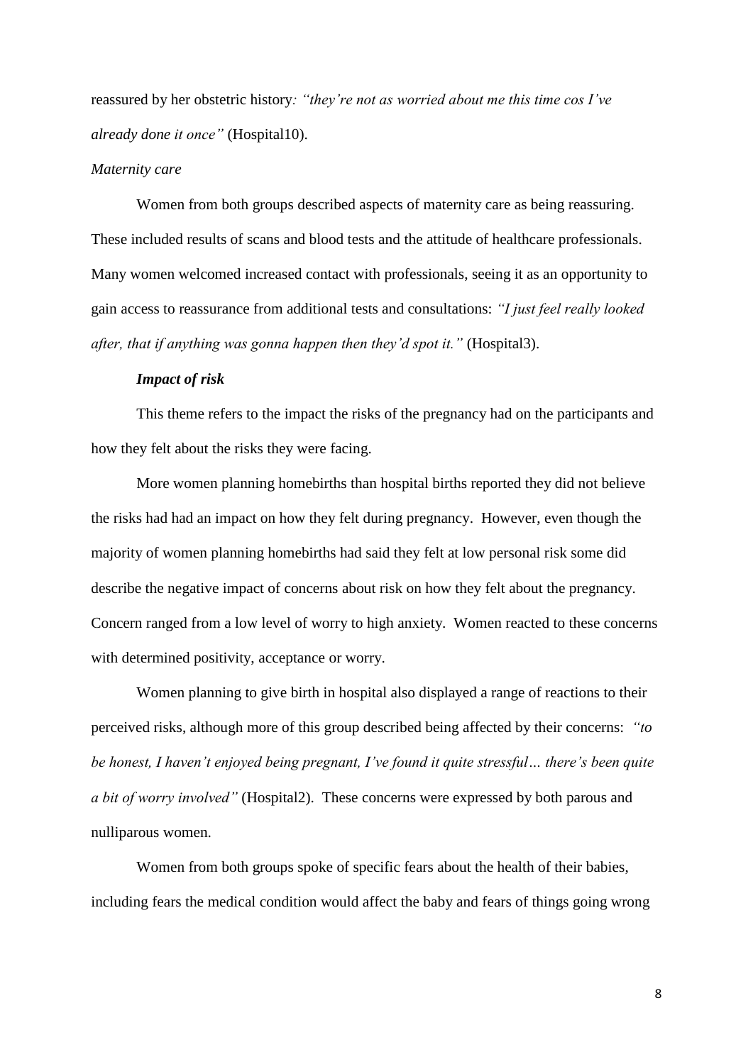reassured by her obstetric history*: "they're not as worried about me this time cos I've already done it once"* (Hospital10).

*Maternity care*

Women from both groups described aspects of maternity care as being reassuring. These included results of scans and blood tests and the attitude of healthcare professionals. Many women welcomed increased contact with professionals, seeing it as an opportunity to gain access to reassurance from additional tests and consultations: *"I just feel really looked after, that if anything was gonna happen then they'd spot it."* (Hospital3).

***Impact of risk***

This theme refers to the impact the risks of the pregnancy had on the participants and how they felt about the risks they were facing.

More women planning homebirths than hospital births reported they did not believe the risks had had an impact on how they felt during pregnancy. However, even though the majority of women planning homebirths had said they felt at low personal risk some did describe the negative impact of concerns about risk on how they felt about the pregnancy. Concern ranged from a low level of worry to high anxiety. Women reacted to these concerns with determined positivity, acceptance or worry.

Women planning to give birth in hospital also displayed a range of reactions to their perceived risks, although more of this group described being affected by their concerns: *"to be honest, I haven't enjoyed being pregnant, I've found it quite stressful… there's been quite a bit of worry involved"* (Hospital2). These concerns were expressed by both parous and nulliparous women.

Women from both groups spoke of specific fears about the health of their babies, including fears the medical condition would affect the baby and fears of things going wrong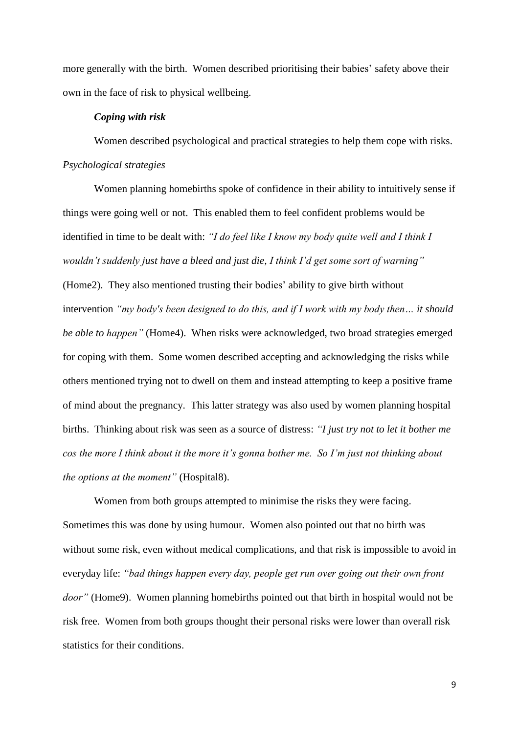more generally with the birth. Women described prioritising their babies' safety above their own in the face of risk to physical wellbeing.

***Coping with risk***

Women described psychological and practical strategies to help them cope with risks.

*Psychological strategies*

Women planning homebirths spoke of confidence in their ability to intuitively sense if things were going well or not. This enabled them to feel confident problems would be identified in time to be dealt with: *"I do feel like I know my body quite well and I think I wouldn't suddenly just have a bleed and just die, I think I'd get some sort of warning"* (Home2). They also mentioned trusting their bodies' ability to give birth without intervention *"my body's been designed to do this, and if I work with my body then… it should be able to happen"* (Home4). When risks were acknowledged, two broad strategies emerged for coping with them. Some women described accepting and acknowledging the risks while others mentioned trying not to dwell on them and instead attempting to keep a positive frame of mind about the pregnancy. This latter strategy was also used by women planning hospital births. Thinking about risk was seen as a source of distress: *"I just try not to let it bother me cos the more I think about it the more it's gonna bother me. So I'm just not thinking about the options at the moment"* (Hospital8).

Women from both groups attempted to minimise the risks they were facing. Sometimes this was done by using humour. Women also pointed out that no birth was without some risk, even without medical complications, and that risk is impossible to avoid in everyday life: *"bad things happen every day, people get run over going out their own front door"* (Home9). Women planning homebirths pointed out that birth in hospital would not be risk free. Women from both groups thought their personal risks were lower than overall risk statistics for their conditions.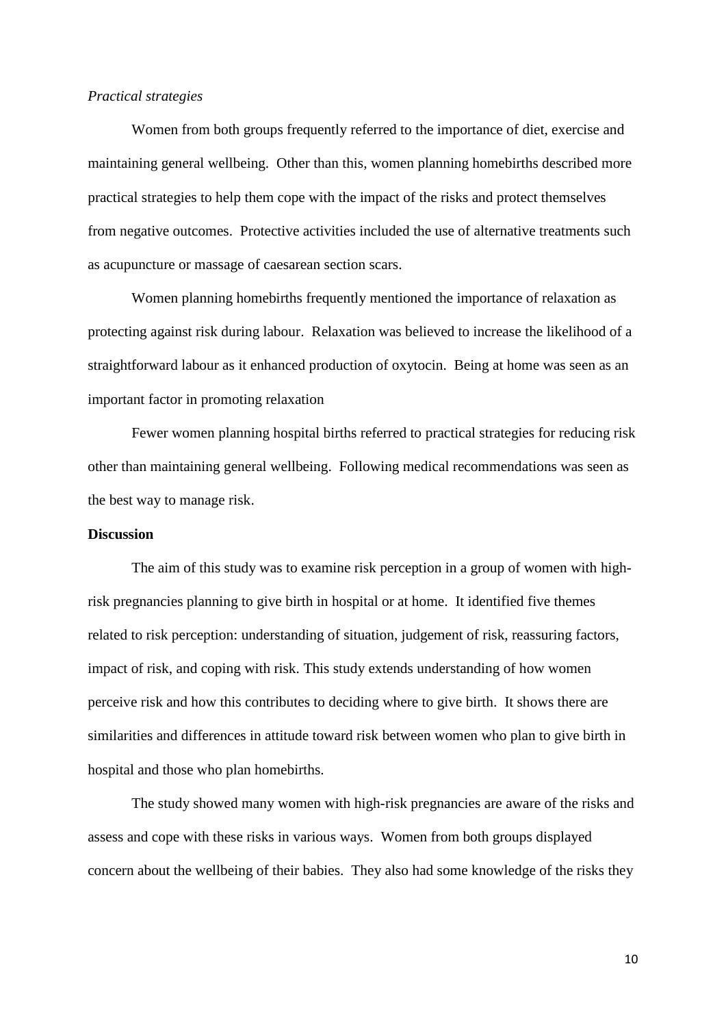*Practical strategies*

Women from both groups frequently referred to the importance of diet, exercise and maintaining general wellbeing. Other than this, women planning homebirths described more practical strategies to help them cope with the impact of the risks and protect themselves from negative outcomes. Protective activities included the use of alternative treatments such as acupuncture or massage of caesarean section scars.

Women planning homebirths frequently mentioned the importance of relaxation as protecting against risk during labour. Relaxation was believed to increase the likelihood of a straightforward labour as it enhanced production of oxytocin. Being at home was seen as an important factor in promoting relaxation

Fewer women planning hospital births referred to practical strategies for reducing risk other than maintaining general wellbeing. Following medical recommendations was seen as the best way to manage risk.

**Discussion**

The aim of this study was to examine risk perception in a group of women with high-risk pregnancies planning to give birth in hospital or at home. It identified five themes related to risk perception: understanding of situation, judgement of risk, reassuring factors, impact of risk, and coping with risk. This study extends understanding of how women perceive risk and how this contributes to deciding where to give birth. It shows there are similarities and differences in attitude toward risk between women who plan to give birth in hospital and those who plan homebirths.

The study showed many women with high-risk pregnancies are aware of the risks and assess and cope with these risks in various ways. Women from both groups displayed concern about the wellbeing of their babies. They also had some knowledge of the risks they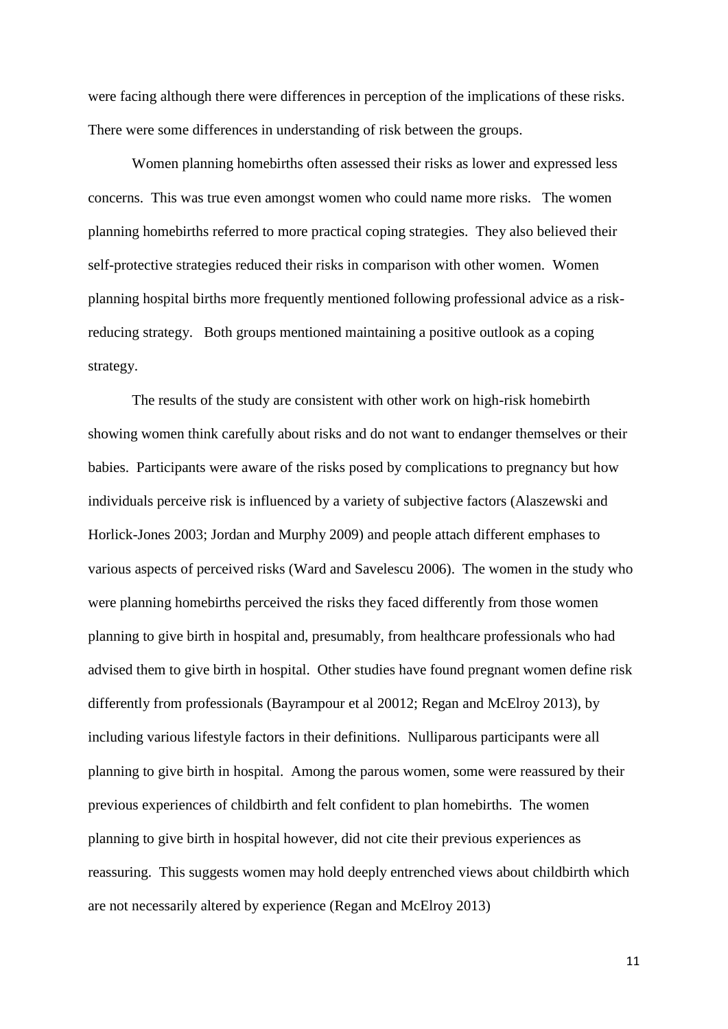were facing although there were differences in perception of the implications of these risks. There were some differences in understanding of risk between the groups.

Women planning homebirths often assessed their risks as lower and expressed less concerns. This was true even amongst women who could name more risks. The women planning homebirths referred to more practical coping strategies. They also believed their self-protective strategies reduced their risks in comparison with other women. Women planning hospital births more frequently mentioned following professional advice as a risk-reducing strategy. Both groups mentioned maintaining a positive outlook as a coping strategy.

The results of the study are consistent with other work on high-risk homebirth showing women think carefully about risks and do not want to endanger themselves or their babies. Participants were aware of the risks posed by complications to pregnancy but how individuals perceive risk is influenced by a variety of subjective factors (Alaszewski and Horlick-Jones 2003; Jordan and Murphy 2009) and people attach different emphases to various aspects of perceived risks (Ward and Savelescu 2006). The women in the study who were planning homebirths perceived the risks they faced differently from those women planning to give birth in hospital and, presumably, from healthcare professionals who had advised them to give birth in hospital. Other studies have found pregnant women define risk differently from professionals (Bayrampour et al 20012; Regan and McElroy 2013), by including various lifestyle factors in their definitions. Nulliparous participants were all planning to give birth in hospital. Among the parous women, some were reassured by their previous experiences of childbirth and felt confident to plan homebirths. The women planning to give birth in hospital however, did not cite their previous experiences as reassuring. This suggests women may hold deeply entrenched views about childbirth which are not necessarily altered by experience (Regan and McElroy 2013)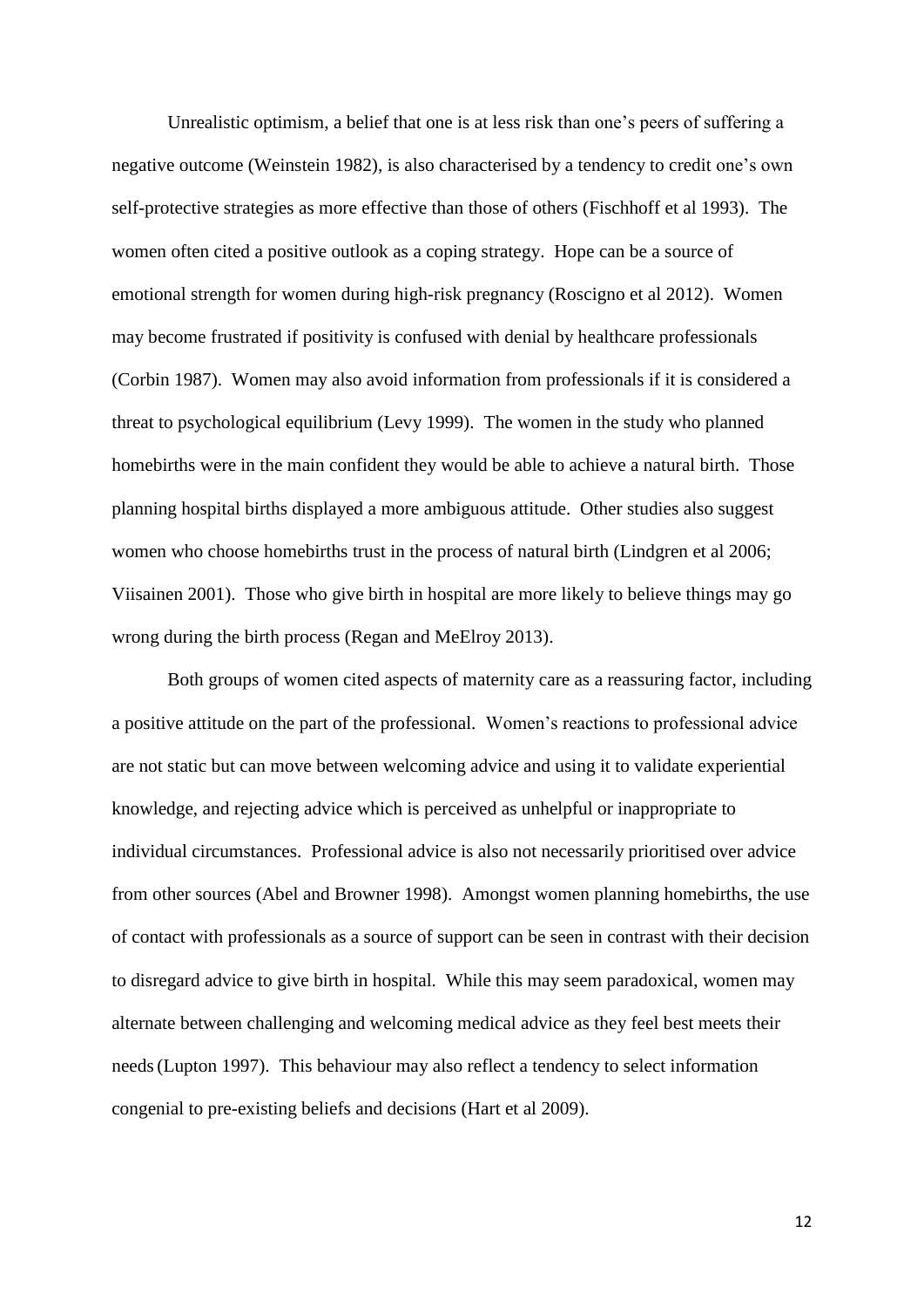Unrealistic optimism, a belief that one is at less risk than one's peers of suffering a negative outcome (Weinstein 1982), is also characterised by a tendency to credit one's own self-protective strategies as more effective than those of others (Fischhoff et al 1993). The women often cited a positive outlook as a coping strategy. Hope can be a source of emotional strength for women during high-risk pregnancy (Roscigno et al 2012). Women may become frustrated if positivity is confused with denial by healthcare professionals (Corbin 1987). Women may also avoid information from professionals if it is considered a threat to psychological equilibrium (Levy 1999). The women in the study who planned homebirths were in the main confident they would be able to achieve a natural birth. Those planning hospital births displayed a more ambiguous attitude. Other studies also suggest women who choose homebirths trust in the process of natural birth (Lindgren et al 2006; Viisainen 2001). Those who give birth in hospital are more likely to believe things may go wrong during the birth process (Regan and MeElroy 2013).

Both groups of women cited aspects of maternity care as a reassuring factor, including a positive attitude on the part of the professional. Women's reactions to professional advice are not static but can move between welcoming advice and using it to validate experiential knowledge, and rejecting advice which is perceived as unhelpful or inappropriate to individual circumstances. Professional advice is also not necessarily prioritised over advice from other sources (Abel and Browner 1998). Amongst women planning homebirths, the use of contact with professionals as a source of support can be seen in contrast with their decision to disregard advice to give birth in hospital. While this may seem paradoxical, women may alternate between challenging and welcoming medical advice as they feel best meets their needs (Lupton 1997). This behaviour may also reflect a tendency to select information congenial to pre-existing beliefs and decisions (Hart et al 2009).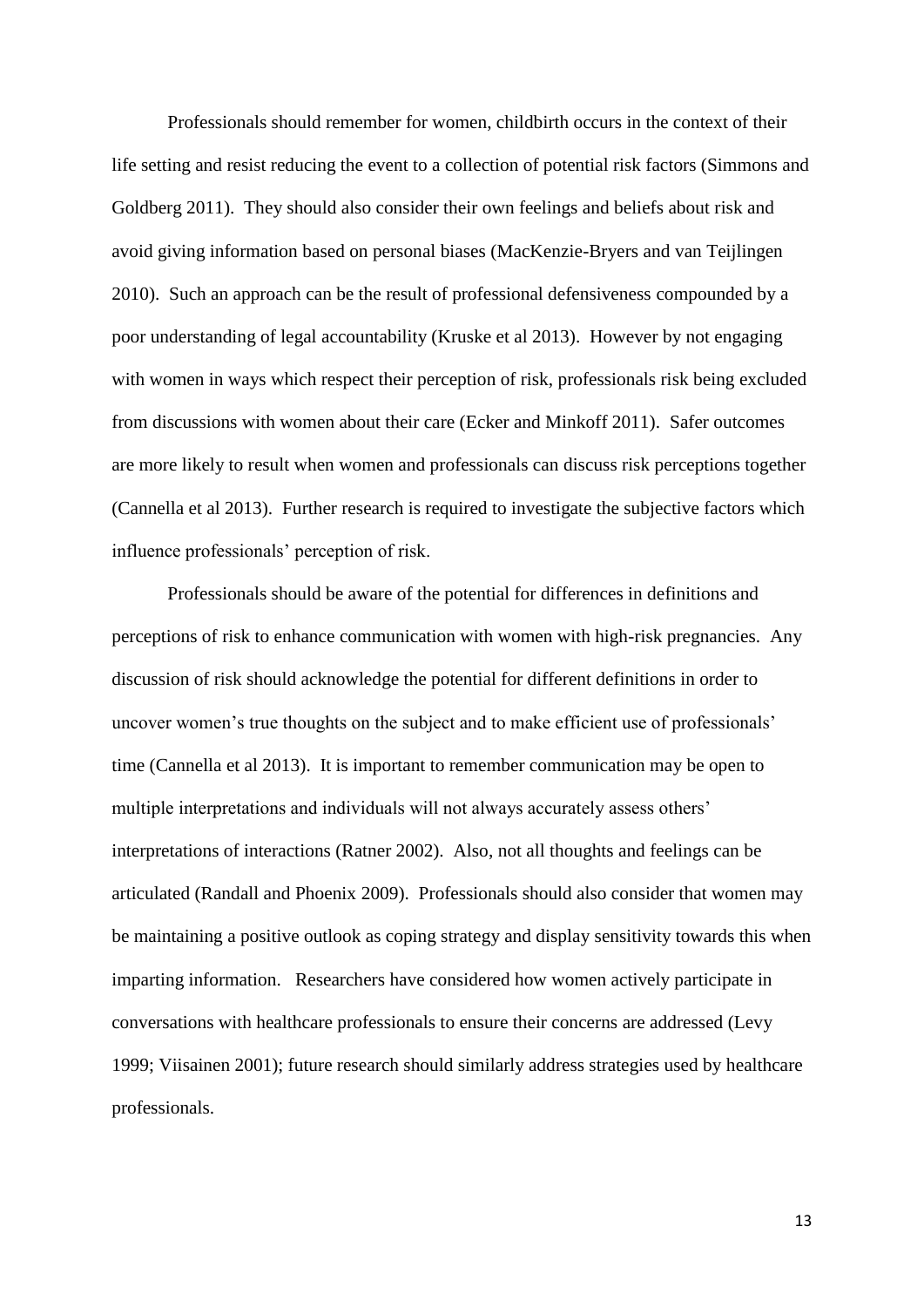Professionals should remember for women, childbirth occurs in the context of their life setting and resist reducing the event to a collection of potential risk factors (Simmons and Goldberg 2011). They should also consider their own feelings and beliefs about risk and avoid giving information based on personal biases (MacKenzie-Bryers and van Teijlingen 2010). Such an approach can be the result of professional defensiveness compounded by a poor understanding of legal accountability (Kruske et al 2013). However by not engaging with women in ways which respect their perception of risk, professionals risk being excluded from discussions with women about their care (Ecker and Minkoff 2011). Safer outcomes are more likely to result when women and professionals can discuss risk perceptions together (Cannella et al 2013). Further research is required to investigate the subjective factors which influence professionals' perception of risk.

Professionals should be aware of the potential for differences in definitions and perceptions of risk to enhance communication with women with high-risk pregnancies. Any discussion of risk should acknowledge the potential for different definitions in order to uncover women's true thoughts on the subject and to make efficient use of professionals' time (Cannella et al 2013). It is important to remember communication may be open to multiple interpretations and individuals will not always accurately assess others' interpretations of interactions (Ratner 2002). Also, not all thoughts and feelings can be articulated (Randall and Phoenix 2009). Professionals should also consider that women may be maintaining a positive outlook as coping strategy and display sensitivity towards this when imparting information. Researchers have considered how women actively participate in conversations with healthcare professionals to ensure their concerns are addressed (Levy 1999; Viisainen 2001); future research should similarly address strategies used by healthcare professionals.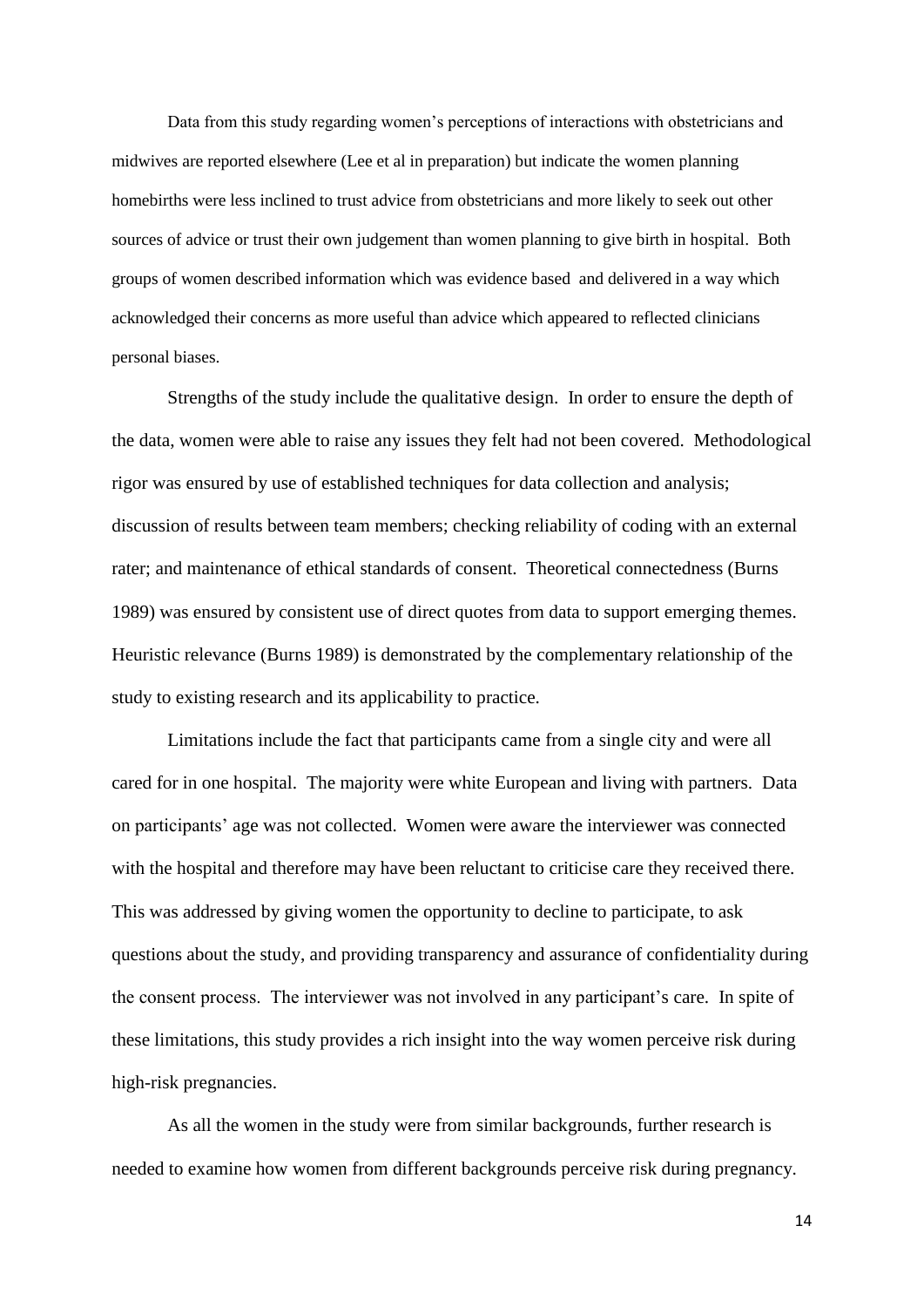Data from this study regarding women's perceptions of interactions with obstetricians and midwives are reported elsewhere (Lee et al in preparation) but indicate the women planning homebirths were less inclined to trust advice from obstetricians and more likely to seek out other sources of advice or trust their own judgement than women planning to give birth in hospital. Both groups of women described information which was evidence based and delivered in a way which acknowledged their concerns as more useful than advice which appeared to reflected clinicians personal biases.

Strengths of the study include the qualitative design. In order to ensure the depth of the data, women were able to raise any issues they felt had not been covered. Methodological rigor was ensured by use of established techniques for data collection and analysis; discussion of results between team members; checking reliability of coding with an external rater; and maintenance of ethical standards of consent. Theoretical connectedness (Burns 1989) was ensured by consistent use of direct quotes from data to support emerging themes. Heuristic relevance (Burns 1989) is demonstrated by the complementary relationship of the study to existing research and its applicability to practice.

Limitations include the fact that participants came from a single city and were all cared for in one hospital. The majority were white European and living with partners. Data on participants' age was not collected. Women were aware the interviewer was connected with the hospital and therefore may have been reluctant to criticise care they received there. This was addressed by giving women the opportunity to decline to participate, to ask questions about the study, and providing transparency and assurance of confidentiality during the consent process. The interviewer was not involved in any participant's care. In spite of these limitations, this study provides a rich insight into the way women perceive risk during high-risk pregnancies.

As all the women in the study were from similar backgrounds, further research is needed to examine how women from different backgrounds perceive risk during pregnancy.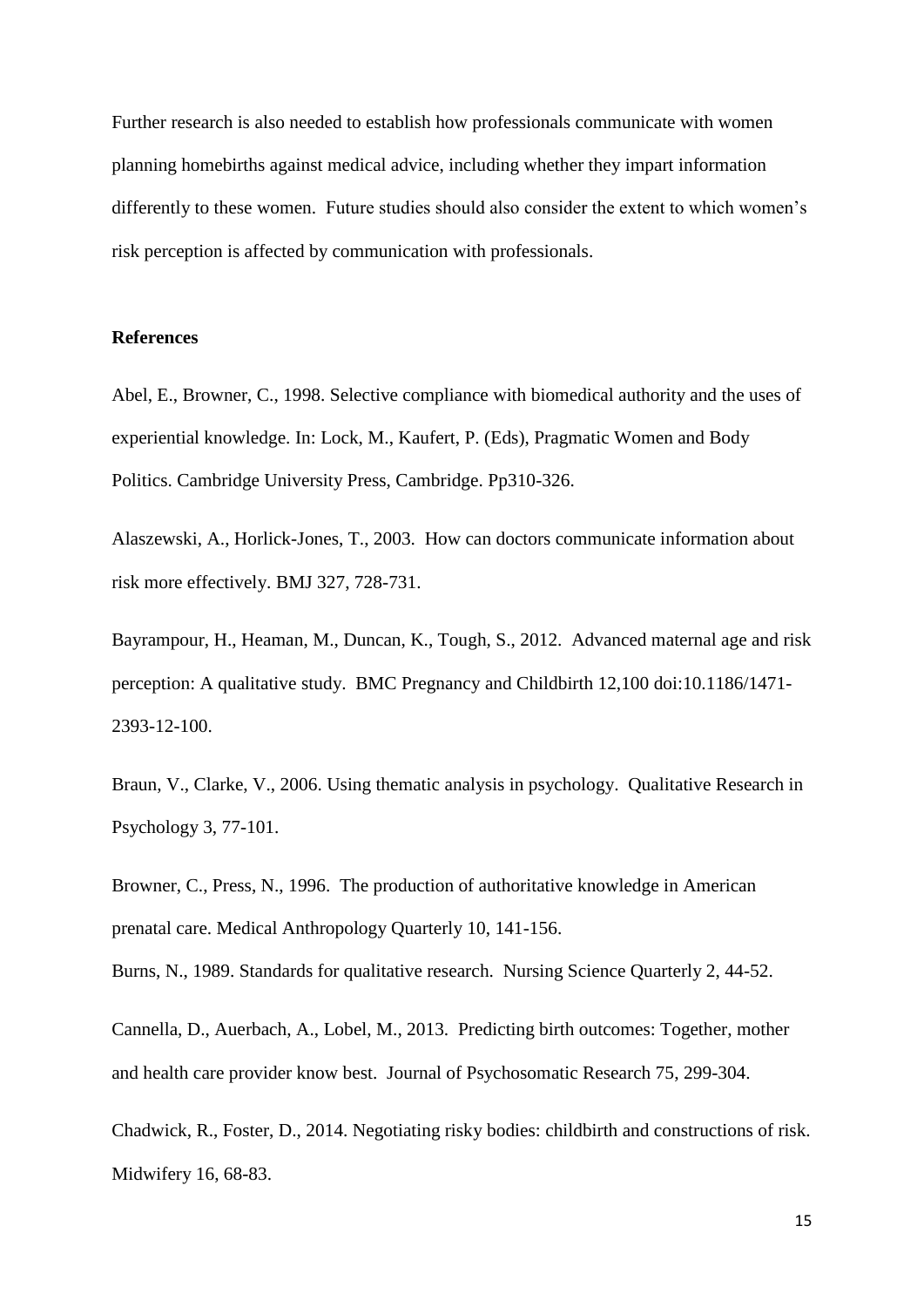Further research is also needed to establish how professionals communicate with women planning homebirths against medical advice, including whether they impart information differently to these women. Future studies should also consider the extent to which women's risk perception is affected by communication with professionals.

**References**

Abel, E., Browner, C., 1998. Selective compliance with biomedical authority and the uses of experiential knowledge. In: Lock, M., Kaufert, P. (Eds), Pragmatic Women and Body Politics. Cambridge University Press, Cambridge. Pp310-326.

Alaszewski, A., Horlick-Jones, T., 2003. How can doctors communicate information about risk more effectively. BMJ 327, 728-731.

Bayrampour, H., Heaman, M., Duncan, K., Tough, S., 2012. Advanced maternal age and risk perception: A qualitative study. BMC Pregnancy and Childbirth 12,100 doi:10.1186/1471-2393-12-100.

Braun, V., Clarke, V., 2006. Using thematic analysis in psychology. Qualitative Research in Psychology 3, 77-101.

Browner, C., Press, N., 1996. The production of authoritative knowledge in American prenatal care. Medical Anthropology Quarterly 10, 141-156.

Burns, N., 1989. Standards for qualitative research. Nursing Science Quarterly 2, 44-52.

Cannella, D., Auerbach, A., Lobel, M., 2013. Predicting birth outcomes: Together, mother and health care provider know best. Journal of Psychosomatic Research 75, 299-304.

Chadwick, R., Foster, D., 2014. Negotiating risky bodies: childbirth and constructions of risk. Midwifery 16, 68-83.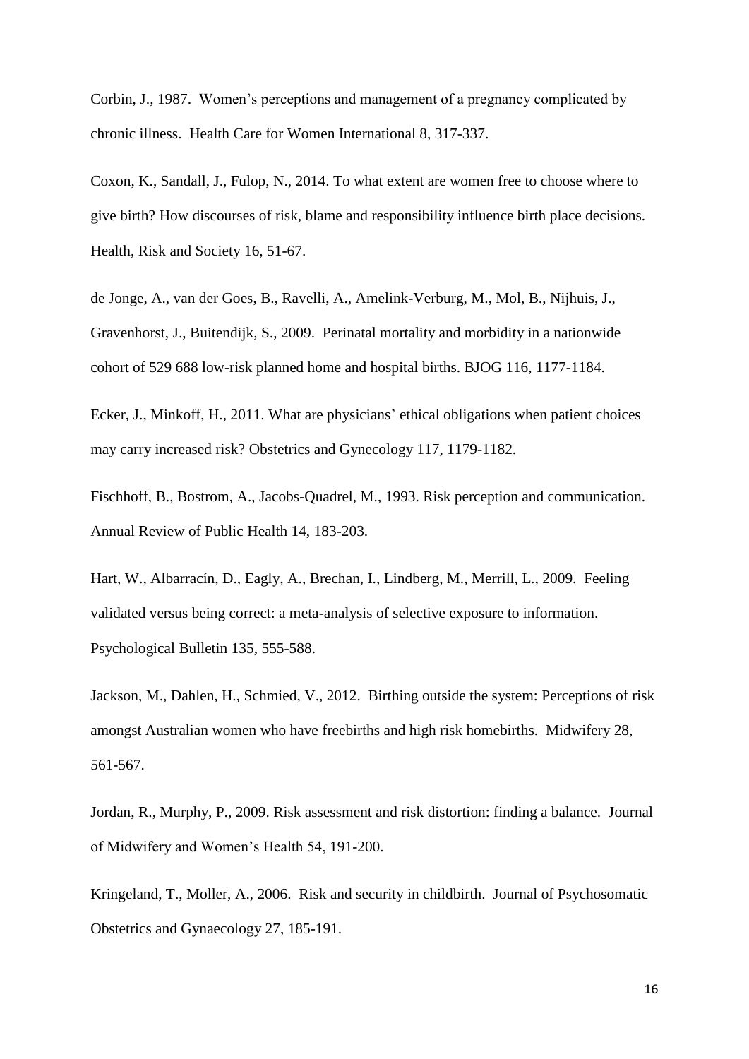Corbin, J., 1987. Women's perceptions and management of a pregnancy complicated by chronic illness. Health Care for Women International 8, 317-337.

Coxon, K., Sandall, J., Fulop, N., 2014. To what extent are women free to choose where to give birth? How discourses of risk, blame and responsibility influence birth place decisions. Health, Risk and Society 16, 51-67.

de Jonge, A., van der Goes, B., Ravelli, A., Amelink-Verburg, M., Mol, B., Nijhuis, J., Gravenhorst, J., Buitendijk, S., 2009. Perinatal mortality and morbidity in a nationwide cohort of 529 688 low-risk planned home and hospital births. BJOG 116, 1177-1184.

Ecker, J., Minkoff, H., 2011. What are physicians' ethical obligations when patient choices may carry increased risk? Obstetrics and Gynecology 117, 1179-1182.

Fischhoff, B., Bostrom, A., Jacobs-Quadrel, M., 1993. Risk perception and communication. Annual Review of Public Health 14, 183-203.

Hart, W., Albarracín, D., Eagly, A., Brechan, I., Lindberg, M., Merrill, L., 2009. Feeling validated versus being correct: a meta-analysis of selective exposure to information. Psychological Bulletin 135, 555-588.

Jackson, M., Dahlen, H., Schmied, V., 2012. Birthing outside the system: Perceptions of risk amongst Australian women who have freebirths and high risk homebirths. Midwifery 28, 561-567.

Jordan, R., Murphy, P., 2009. Risk assessment and risk distortion: finding a balance. Journal of Midwifery and Women's Health 54, 191-200.

Kringeland, T., Moller, A., 2006. Risk and security in childbirth. Journal of Psychosomatic Obstetrics and Gynaecology 27, 185-191.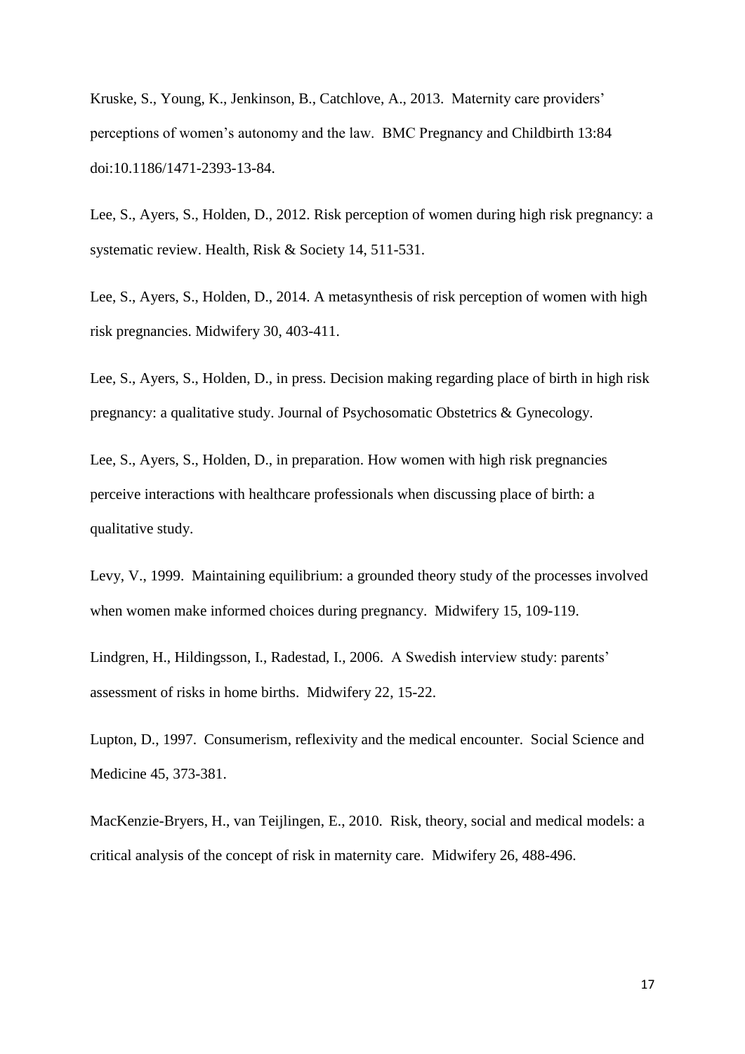Kruske, S., Young, K., Jenkinson, B., Catchlove, A., 2013. Maternity care providers' perceptions of women's autonomy and the law. BMC Pregnancy and Childbirth 13:84 doi:10.1186/1471-2393-13-84.

Lee, S., Ayers, S., Holden, D., 2012. Risk perception of women during high risk pregnancy: a systematic review. Health, Risk & Society 14, 511-531.

Lee, S., Ayers, S., Holden, D., 2014. A metasynthesis of risk perception of women with high risk pregnancies. Midwifery 30, 403-411.

Lee, S., Ayers, S., Holden, D., in press. Decision making regarding place of birth in high risk pregnancy: a qualitative study. Journal of Psychosomatic Obstetrics & Gynecology.

Lee, S., Ayers, S., Holden, D., in preparation. How women with high risk pregnancies perceive interactions with healthcare professionals when discussing place of birth: a qualitative study.

Levy, V., 1999. Maintaining equilibrium: a grounded theory study of the processes involved when women make informed choices during pregnancy. Midwifery 15, 109-119.

Lindgren, H., Hildingsson, I., Radestad, I., 2006. A Swedish interview study: parents' assessment of risks in home births. Midwifery 22, 15-22.

Lupton, D., 1997. Consumerism, reflexivity and the medical encounter. Social Science and Medicine 45, 373-381.

MacKenzie-Bryers, H., van Teijlingen, E., 2010. Risk, theory, social and medical models: a critical analysis of the concept of risk in maternity care. Midwifery 26, 488-496.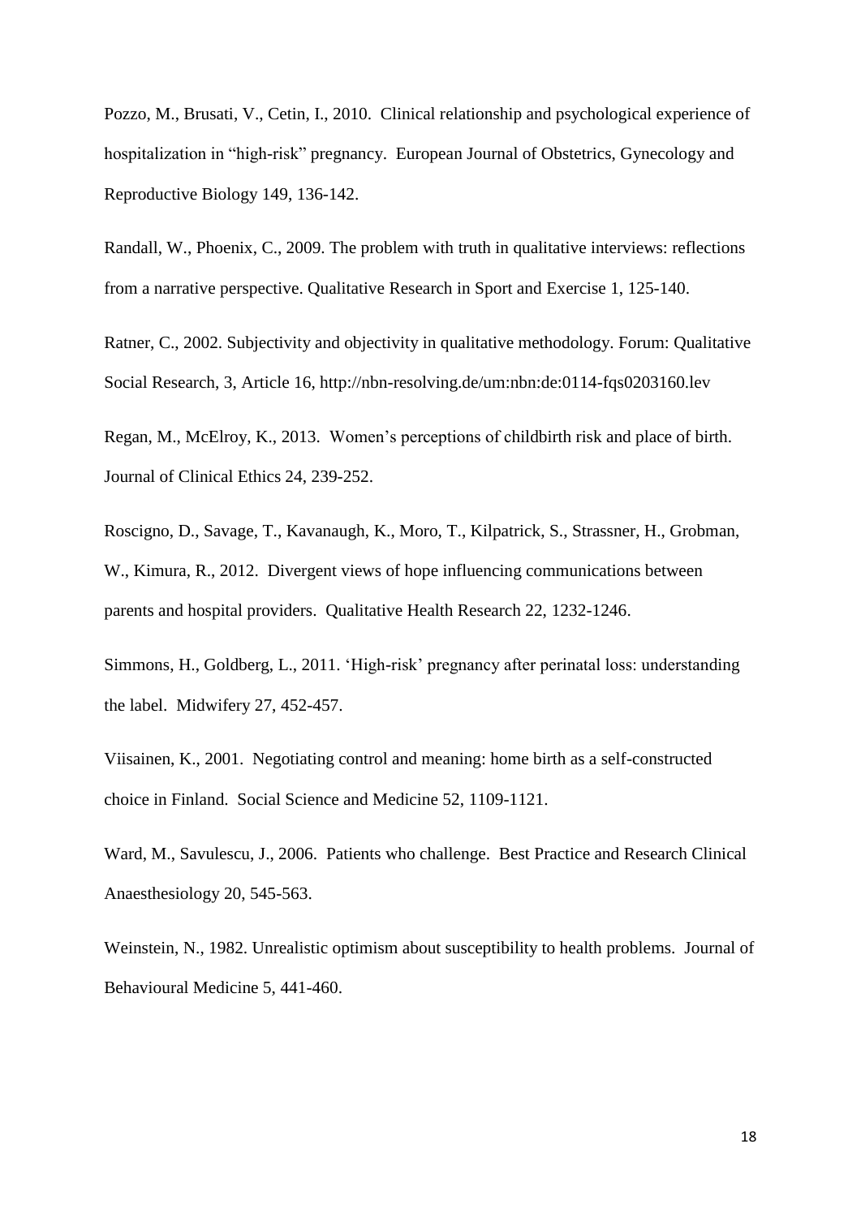Pozzo, M., Brusati, V., Cetin, I., 2010. Clinical relationship and psychological experience of hospitalization in "high-risk" pregnancy. European Journal of Obstetrics, Gynecology and Reproductive Biology 149, 136-142.

Randall, W., Phoenix, C., 2009. The problem with truth in qualitative interviews: reflections from a narrative perspective. Qualitative Research in Sport and Exercise 1, 125-140.

Ratner, C., 2002. Subjectivity and objectivity in qualitative methodology. Forum: Qualitative Social Research, 3, Article 16, http://nbn-resolving.de/um:nbn:de:0114-fqs0203160.lev

Regan, M., McElroy, K., 2013. Women's perceptions of childbirth risk and place of birth. Journal of Clinical Ethics 24, 239-252.

Roscigno, D., Savage, T., Kavanaugh, K., Moro, T., Kilpatrick, S., Strassner, H., Grobman, W., Kimura, R., 2012. Divergent views of hope influencing communications between parents and hospital providers. Qualitative Health Research 22, 1232-1246.

Simmons, H., Goldberg, L., 2011. 'High-risk' pregnancy after perinatal loss: understanding the label. Midwifery 27, 452-457.

Viisainen, K., 2001. Negotiating control and meaning: home birth as a self-constructed choice in Finland. Social Science and Medicine 52, 1109-1121.

Ward, M., Savulescu, J., 2006. Patients who challenge. Best Practice and Research Clinical Anaesthesiology 20, 545-563.

Weinstein, N., 1982. Unrealistic optimism about susceptibility to health problems. Journal of Behavioural Medicine 5, 441-460.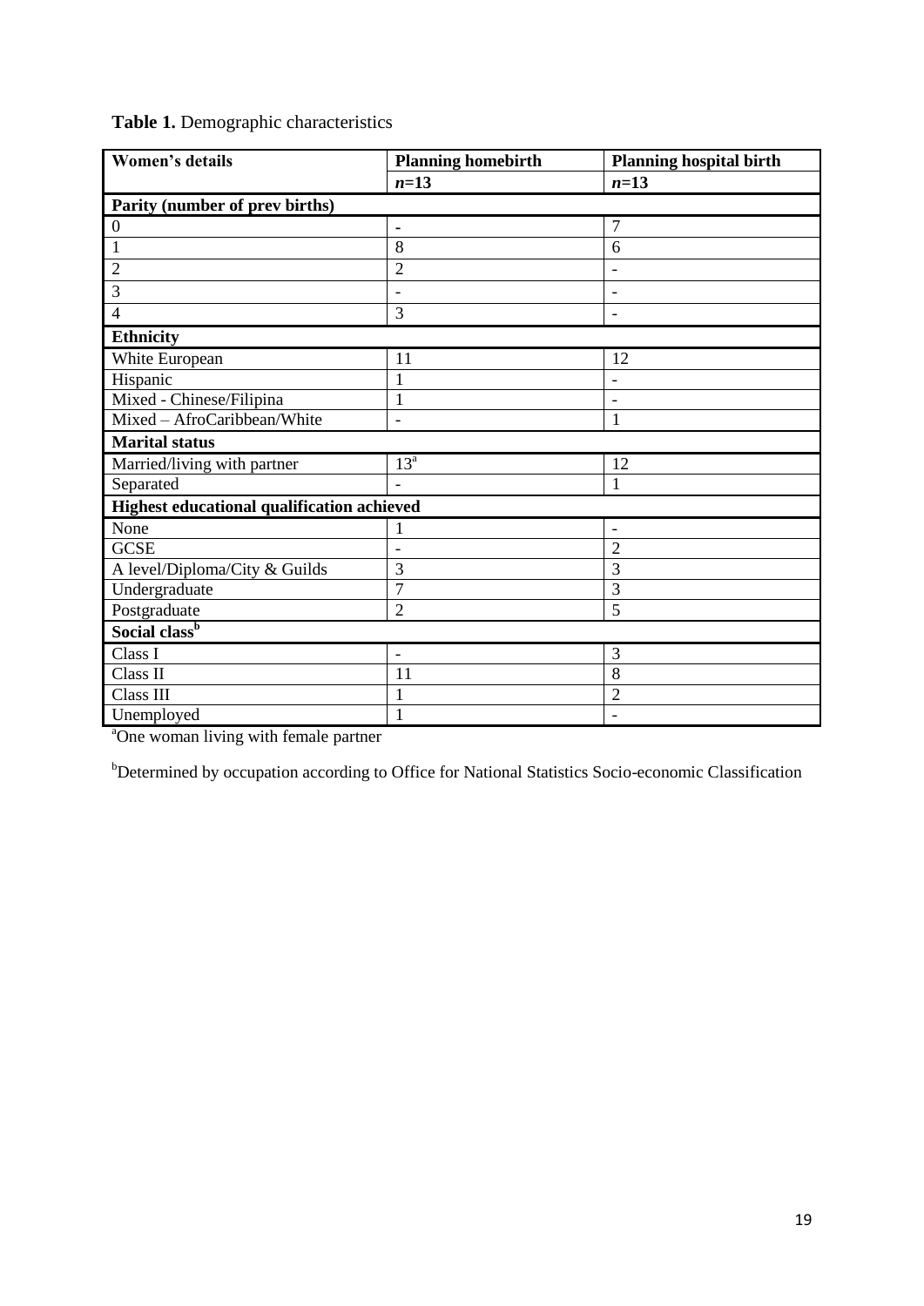**Table 1.** Demographic characteristics

| Women's details | Planning homebirth | Planning hospital birth |
|---|---|---|
| | *n*=13 | *n*=13 |
| **Parity (number of prev births)** | | |
| 0 | - | 7 |
| 1 | 8 | 6 |
| 2 | 2 | - |
| 3 | - | - |
| 4 | 3 | - |
| **Ethnicity** | | |
| White European | 11 | 12 |
| Hispanic | 1 | - |
| Mixed - Chinese/Filipina | 1 | - |
| Mixed – AfroCaribbean/White | - | 1 |
| **Marital status** | | |
| Married/living with partner | 13[a] | 12 |
| Separated | - | 1 |
| **Highest educational qualification achieved** | | |
| None | 1 | - |
| GCSE | - | 2 |
| A level/Diploma/City & Guilds | 3 | 3 |
| Undergraduate | 7 | 3 |
| Postgraduate | 2 | 5 |
| **Social class[b]** | | |
| Class I | - | 3 |
| Class II | 11 | 8 |
| Class III | 1 | 2 |
| Unemployed | 1 | - |

[a]One woman living with female partner

[b]Determined by occupation according to Office for National Statistics Socio-economic Classification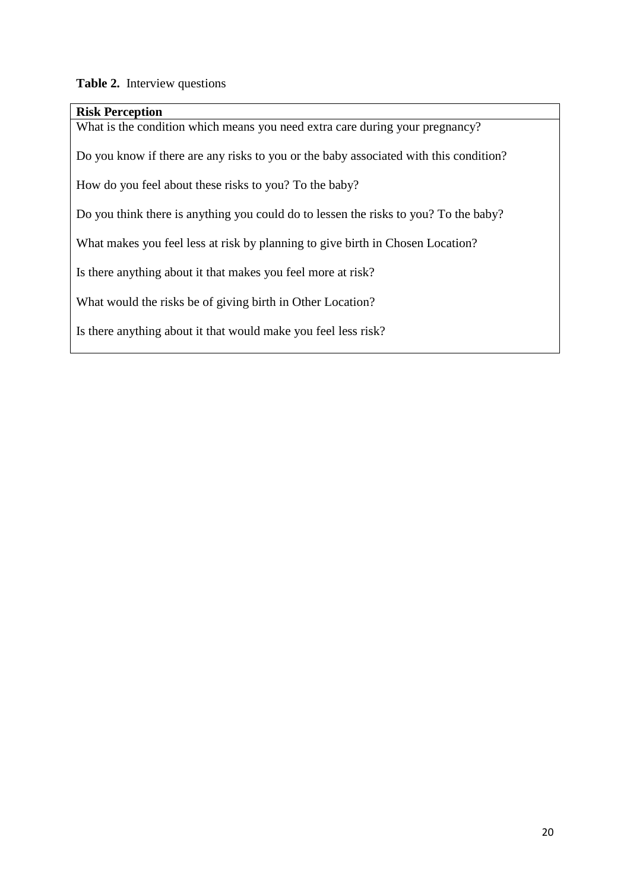**Table 2.** Interview questions

| **Risk Perception** |
| --- |
| What is the condition which means you need extra care during your pregnancy? |
| Do you know if there are any risks to you or the baby associated with this condition? |
| How do you feel about these risks to you? To the baby? |
| Do you think there is anything you could do to lessen the risks to you? To the baby? |
| What makes you feel less at risk by planning to give birth in Chosen Location? |
| Is there anything about it that makes you feel more at risk? |
| What would the risks be of giving birth in Other Location? |
| Is there anything about it that would make you feel less risk? |